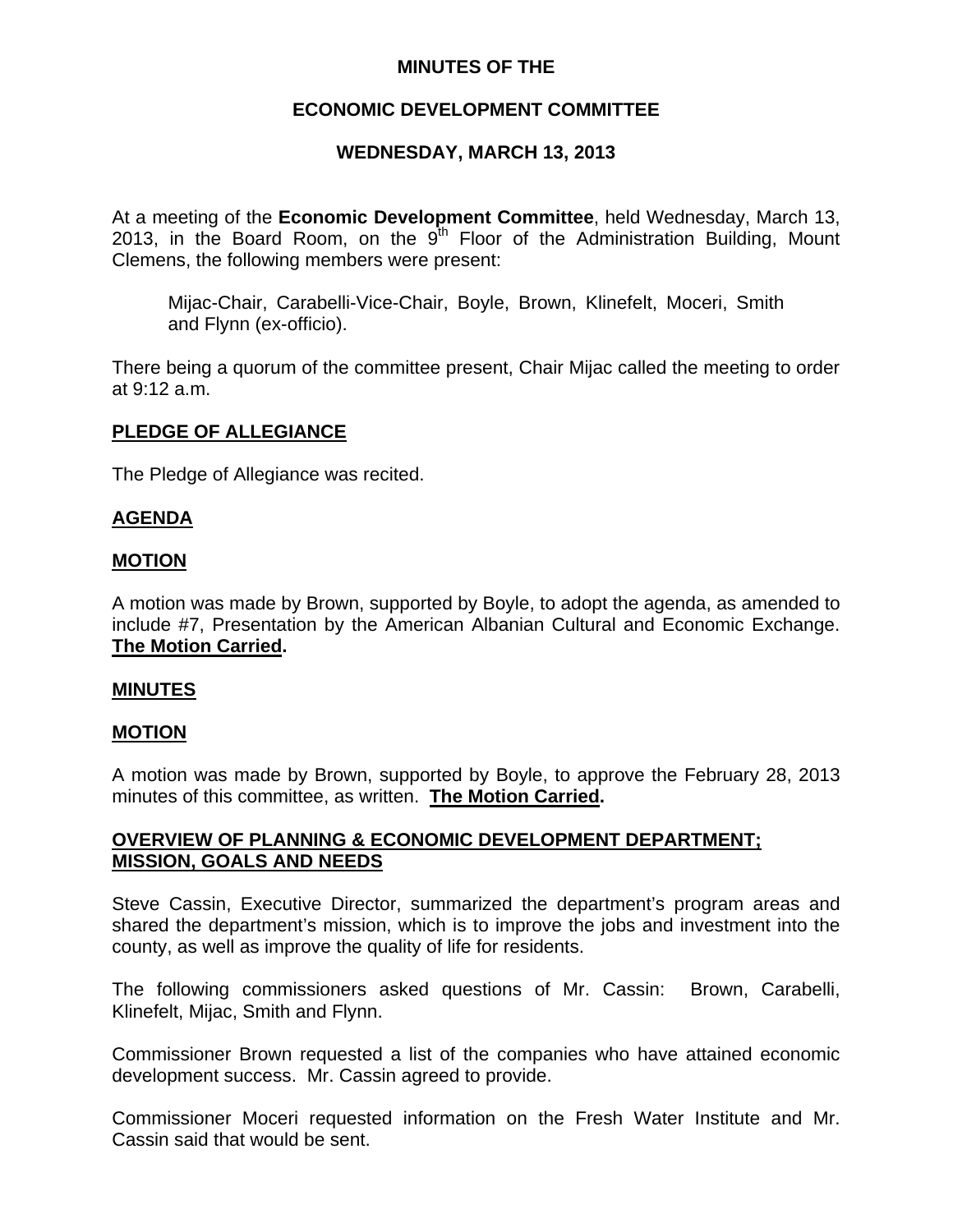**MINUTES OF THE**

**ECONOMIC DEVELOPMENT COMMITTEE**

**WEDNESDAY, MARCH 13, 2013**

At a meeting of the **Economic Development Committee**, held Wednesday, March 13, 2013, in the Board Room, on the 9th Floor of the Administration Building, Mount Clemens, the following members were present:

> Mijac-Chair, Carabelli-Vice-Chair, Boyle, Brown, Klinefelt, Moceri, Smith and Flynn (ex-officio).

There being a quorum of the committee present, Chair Mijac called the meeting to order at 9:12 a.m.

## PLEDGE OF ALLEGIANCE

The Pledge of Allegiance was recited.

## AGENDA

## MOTION

A motion was made by Brown, supported by Boyle, to adopt the agenda, as amended to include #7, Presentation by the American Albanian Cultural and Economic Exchange. **The Motion Carried.**

## MINUTES

## MOTION

A motion was made by Brown, supported by Boyle, to approve the February 28, 2013 minutes of this committee, as written. **The Motion Carried.**

## OVERVIEW OF PLANNING & ECONOMIC DEVELOPMENT DEPARTMENT; MISSION, GOALS AND NEEDS

Steve Cassin, Executive Director, summarized the department's program areas and shared the department's mission, which is to improve the jobs and investment into the county, as well as improve the quality of life for residents.

The following commissioners asked questions of Mr. Cassin: Brown, Carabelli, Klinefelt, Mijac, Smith and Flynn.

Commissioner Brown requested a list of the companies who have attained economic development success. Mr. Cassin agreed to provide.

Commissioner Moceri requested information on the Fresh Water Institute and Mr. Cassin said that would be sent.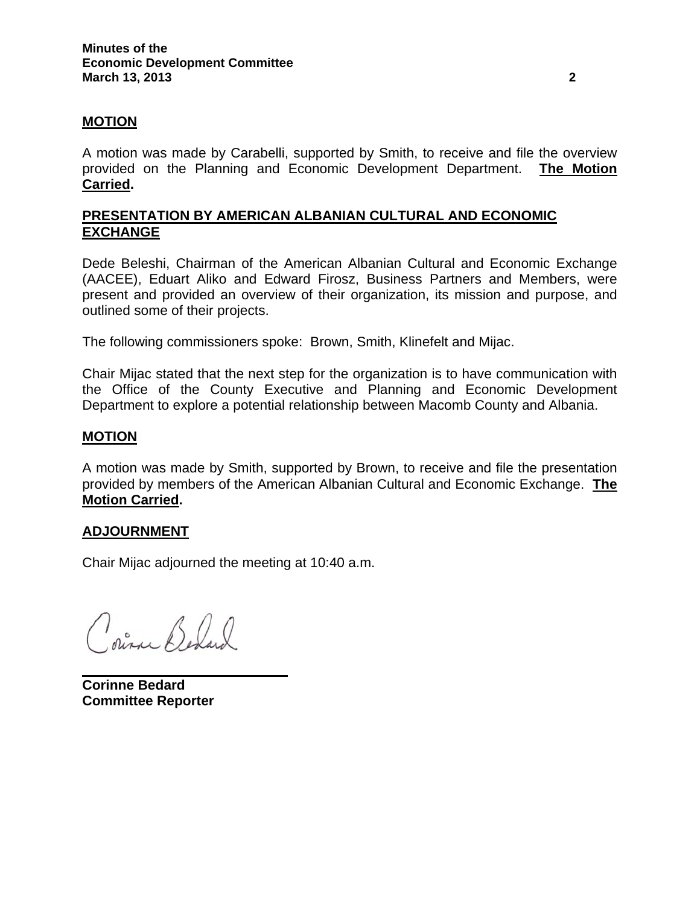## MOTION

A motion was made by Carabelli, supported by Smith, to receive and file the overview provided on the Planning and Economic Development Department. **The Motion Carried.**

## PRESENTATION BY AMERICAN ALBANIAN CULTURAL AND ECONOMIC EXCHANGE

Dede Beleshi, Chairman of the American Albanian Cultural and Economic Exchange (AACEE), Eduart Aliko and Edward Firosz, Business Partners and Members, were present and provided an overview of their organization, its mission and purpose, and outlined some of their projects.

The following commissioners spoke: Brown, Smith, Klinefelt and Mijac.

Chair Mijac stated that the next step for the organization is to have communication with the Office of the County Executive and Planning and Economic Development Department to explore a potential relationship between Macomb County and Albania.

## MOTION

A motion was made by Smith, supported by Brown, to receive and file the presentation provided by members of the American Albanian Cultural and Economic Exchange. **The Motion Carried.**

## ADJOURNMENT

Chair Mijac adjourned the meeting at 10:40 a.m.

Corinne Bedard

**Corinne Bedard**
**Committee Reporter**